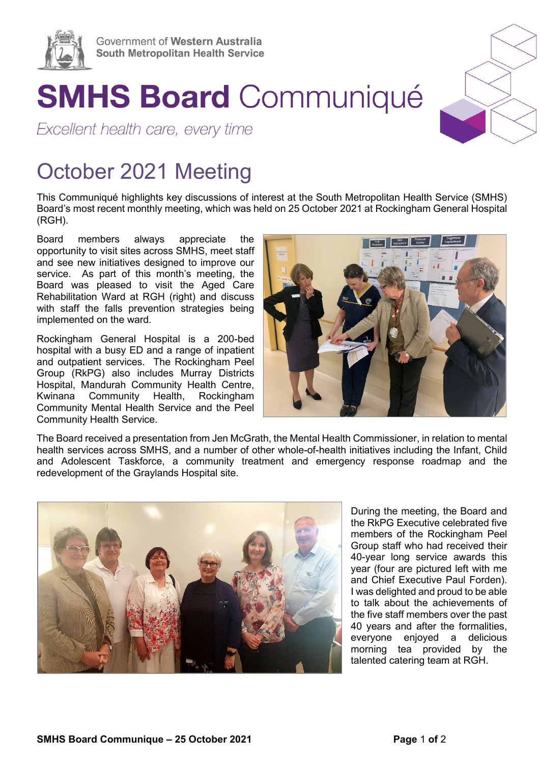Government of **Western Australia**
**South Metropolitan Health Service**

# **SMHS Board** Communiqué

*Excellent health care, every time*

## October 2021 Meeting

This Communiqué highlights key discussions of interest at the South Metropolitan Health Service (SMHS) Board's most recent monthly meeting, which was held on 25 October 2021 at Rockingham General Hospital (RGH).

Board members always appreciate the opportunity to visit sites across SMHS, meet staff and see new initiatives designed to improve our service. As part of this month's meeting, the Board was pleased to visit the Aged Care Rehabilitation Ward at RGH (right) and discuss with staff the falls prevention strategies being implemented on the ward.

Rockingham General Hospital is a 200-bed hospital with a busy ED and a range of inpatient and outpatient services. The Rockingham Peel Group (RkPG) also includes Murray Districts Hospital, Mandurah Community Health Centre, Kwinana Community Health, Rockingham Community Mental Health Service and the Peel Community Health Service.

The Board received a presentation from Jen McGrath, the Mental Health Commissioner, in relation to mental health services across SMHS, and a number of other whole-of-health initiatives including the Infant, Child and Adolescent Taskforce, a community treatment and emergency response roadmap and the redevelopment of the Graylands Hospital site.

During the meeting, the Board and the RkPG Executive celebrated five members of the Rockingham Peel Group staff who had received their 40-year long service awards this year (four are pictured left with me and Chief Executive Paul Forden). I was delighted and proud to be able to talk about the achievements of the five staff members over the past 40 years and after the formalities, everyone enjoyed a delicious morning tea provided by the talented catering team at RGH.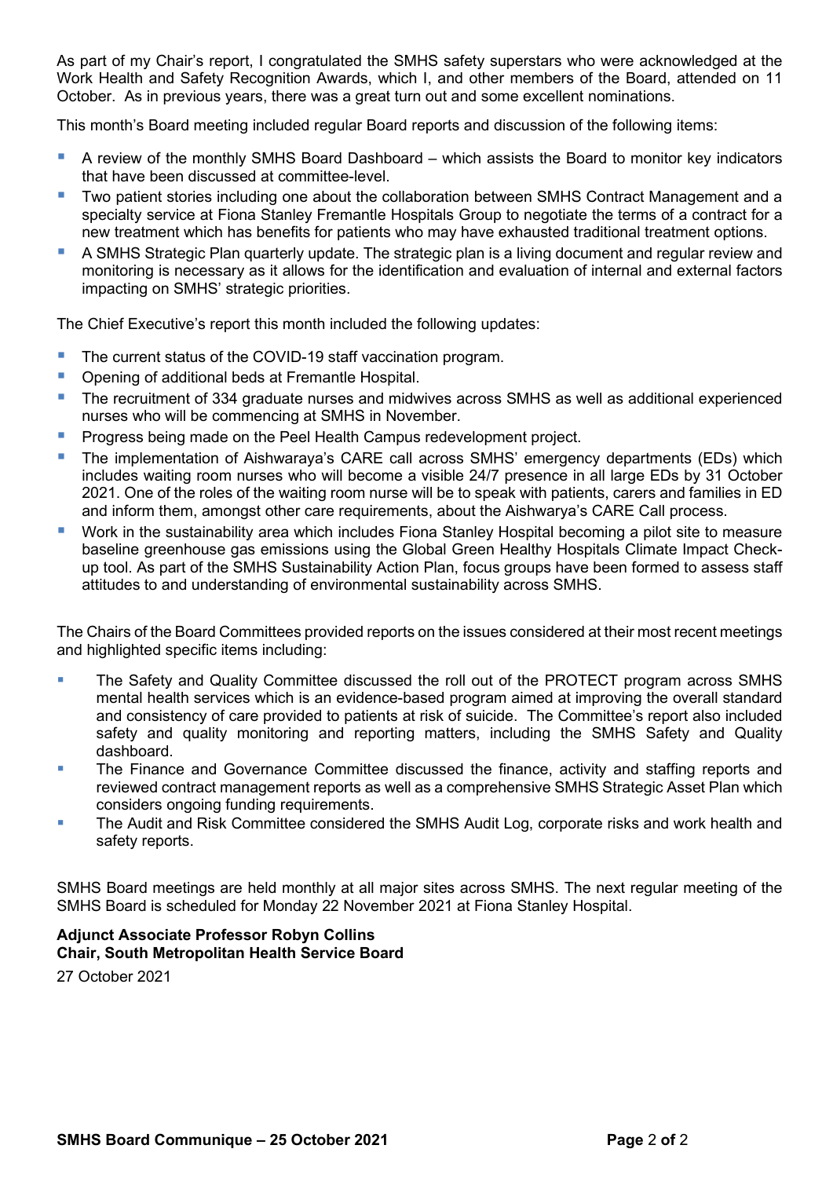As part of my Chair's report, I congratulated the SMHS safety superstars who were acknowledged at the Work Health and Safety Recognition Awards, which I, and other members of the Board, attended on 11 October. As in previous years, there was a great turn out and some excellent nominations.

This month's Board meeting included regular Board reports and discussion of the following items:

- A review of the monthly SMHS Board Dashboard – which assists the Board to monitor key indicators that have been discussed at committee-level.
- Two patient stories including one about the collaboration between SMHS Contract Management and a specialty service at Fiona Stanley Fremantle Hospitals Group to negotiate the terms of a contract for a new treatment which has benefits for patients who may have exhausted traditional treatment options.
- A SMHS Strategic Plan quarterly update. The strategic plan is a living document and regular review and monitoring is necessary as it allows for the identification and evaluation of internal and external factors impacting on SMHS' strategic priorities.

The Chief Executive's report this month included the following updates:

- The current status of the COVID-19 staff vaccination program.
- Opening of additional beds at Fremantle Hospital.
- The recruitment of 334 graduate nurses and midwives across SMHS as well as additional experienced nurses who will be commencing at SMHS in November.
- Progress being made on the Peel Health Campus redevelopment project.
- The implementation of Aishwaraya's CARE call across SMHS' emergency departments (EDs) which includes waiting room nurses who will become a visible 24/7 presence in all large EDs by 31 October 2021. One of the roles of the waiting room nurse will be to speak with patients, carers and families in ED and inform them, amongst other care requirements, about the Aishwarya's CARE Call process.
- Work in the sustainability area which includes Fiona Stanley Hospital becoming a pilot site to measure baseline greenhouse gas emissions using the Global Green Healthy Hospitals Climate Impact Check-up tool. As part of the SMHS Sustainability Action Plan, focus groups have been formed to assess staff attitudes to and understanding of environmental sustainability across SMHS.

The Chairs of the Board Committees provided reports on the issues considered at their most recent meetings and highlighted specific items including:

- The Safety and Quality Committee discussed the roll out of the PROTECT program across SMHS mental health services which is an evidence-based program aimed at improving the overall standard and consistency of care provided to patients at risk of suicide. The Committee's report also included safety and quality monitoring and reporting matters, including the SMHS Safety and Quality dashboard.
- The Finance and Governance Committee discussed the finance, activity and staffing reports and reviewed contract management reports as well as a comprehensive SMHS Strategic Asset Plan which considers ongoing funding requirements.
- The Audit and Risk Committee considered the SMHS Audit Log, corporate risks and work health and safety reports.

SMHS Board meetings are held monthly at all major sites across SMHS. The next regular meeting of the SMHS Board is scheduled for Monday 22 November 2021 at Fiona Stanley Hospital.

**Adjunct Associate Professor Robyn Collins**
**Chair, South Metropolitan Health Service Board**

27 October 2021